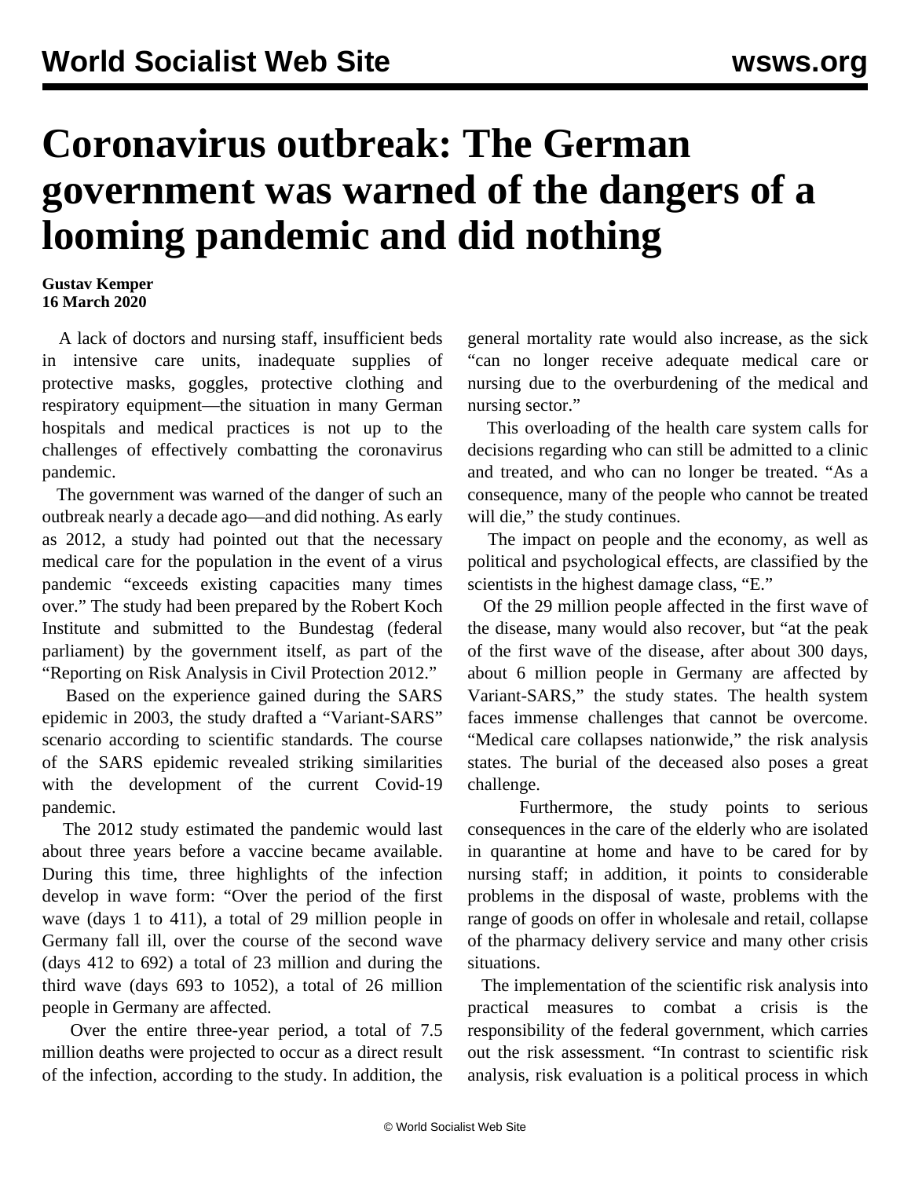# Coronavirus outbreak: The German government was warned of the dangers of a looming pandemic and did nothing

**Gustav Kemper**
**16 March 2020**

A lack of doctors and nursing staff, insufficient beds in intensive care units, inadequate supplies of protective masks, goggles, protective clothing and respiratory equipment—the situation in many German hospitals and medical practices is not up to the challenges of effectively combatting the coronavirus pandemic.

The government was warned of the danger of such an outbreak nearly a decade ago—and did nothing. As early as 2012, a study had pointed out that the necessary medical care for the population in the event of a virus pandemic "exceeds existing capacities many times over." The study had been prepared by the Robert Koch Institute and submitted to the Bundestag (federal parliament) by the government itself, as part of the "Reporting on Risk Analysis in Civil Protection 2012."

Based on the experience gained during the SARS epidemic in 2003, the study drafted a "Variant-SARS" scenario according to scientific standards. The course of the SARS epidemic revealed striking similarities with the development of the current Covid-19 pandemic.

The 2012 study estimated the pandemic would last about three years before a vaccine became available. During this time, three highlights of the infection develop in wave form: "Over the period of the first wave (days 1 to 411), a total of 29 million people in Germany fall ill, over the course of the second wave (days 412 to 692) a total of 23 million and during the third wave (days 693 to 1052), a total of 26 million people in Germany are affected.

Over the entire three-year period, a total of 7.5 million deaths were projected to occur as a direct result of the infection, according to the study. In addition, the general mortality rate would also increase, as the sick "can no longer receive adequate medical care or nursing due to the overburdening of the medical and nursing sector."

This overloading of the health care system calls for decisions regarding who can still be admitted to a clinic and treated, and who can no longer be treated. "As a consequence, many of the people who cannot be treated will die," the study continues.

The impact on people and the economy, as well as political and psychological effects, are classified by the scientists in the highest damage class, "E."

Of the 29 million people affected in the first wave of the disease, many would also recover, but "at the peak of the first wave of the disease, after about 300 days, about 6 million people in Germany are affected by Variant-SARS," the study states. The health system faces immense challenges that cannot be overcome. "Medical care collapses nationwide," the risk analysis states. The burial of the deceased also poses a great challenge.

Furthermore, the study points to serious consequences in the care of the elderly who are isolated in quarantine at home and have to be cared for by nursing staff; in addition, it points to considerable problems in the disposal of waste, problems with the range of goods on offer in wholesale and retail, collapse of the pharmacy delivery service and many other crisis situations.

The implementation of the scientific risk analysis into practical measures to combat a crisis is the responsibility of the federal government, which carries out the risk assessment. "In contrast to scientific risk analysis, risk evaluation is a political process in which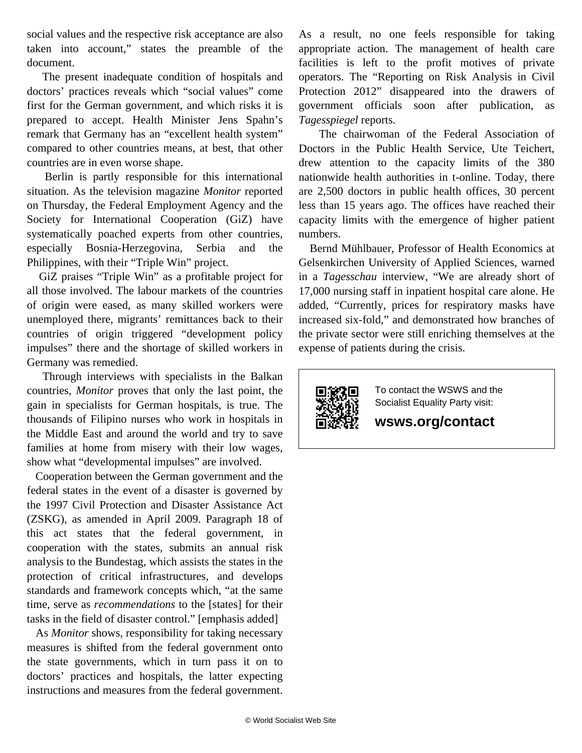social values and the respective risk acceptance are also taken into account," states the preamble of the document.

The present inadequate condition of hospitals and doctors' practices reveals which "social values" come first for the German government, and which risks it is prepared to accept. Health Minister Jens Spahn's remark that Germany has an "excellent health system" compared to other countries means, at best, that other countries are in even worse shape.

Berlin is partly responsible for this international situation. As the television magazine *Monitor* reported on Thursday, the Federal Employment Agency and the Society for International Cooperation (GiZ) have systematically poached experts from other countries, especially Bosnia-Herzegovina, Serbia and the Philippines, with their "Triple Win" project.

GiZ praises "Triple Win" as a profitable project for all those involved. The labour markets of the countries of origin were eased, as many skilled workers were unemployed there, migrants' remittances back to their countries of origin triggered "development policy impulses" there and the shortage of skilled workers in Germany was remedied.

Through interviews with specialists in the Balkan countries, *Monitor* proves that only the last point, the gain in specialists for German hospitals, is true. The thousands of Filipino nurses who work in hospitals in the Middle East and around the world and try to save families at home from misery with their low wages, show what "developmental impulses" are involved.

Cooperation between the German government and the federal states in the event of a disaster is governed by the 1997 Civil Protection and Disaster Assistance Act (ZSKG), as amended in April 2009. Paragraph 18 of this act states that the federal government, in cooperation with the states, submits an annual risk analysis to the Bundestag, which assists the states in the protection of critical infrastructures, and develops standards and framework concepts which, "at the same time, serve as *recommendations* to the [states] for their tasks in the field of disaster control." [emphasis added]

As *Monitor* shows, responsibility for taking necessary measures is shifted from the federal government onto the state governments, which in turn pass it on to doctors' practices and hospitals, the latter expecting instructions and measures from the federal government. As a result, no one feels responsible for taking appropriate action. The management of health care facilities is left to the profit motives of private operators. The "Reporting on Risk Analysis in Civil Protection 2012" disappeared into the drawers of government officials soon after publication, as *Tagesspiegel* reports.

The chairwoman of the Federal Association of Doctors in the Public Health Service, Ute Teichert, drew attention to the capacity limits of the 380 nationwide health authorities in t-online. Today, there are 2,500 doctors in public health offices, 30 percent less than 15 years ago. The offices have reached their capacity limits with the emergence of higher patient numbers.

Bernd Mühlbauer, Professor of Health Economics at Gelsenkirchen University of Applied Sciences, warned in a *Tagesschau* interview, "We are already short of 17,000 nursing staff in inpatient hospital care alone. He added, "Currently, prices for respiratory masks have increased six-fold," and demonstrated how branches of the private sector were still enriching themselves at the expense of patients during the crisis.

To contact the WSWS and the Socialist Equality Party visit:

**wsws.org/contact**